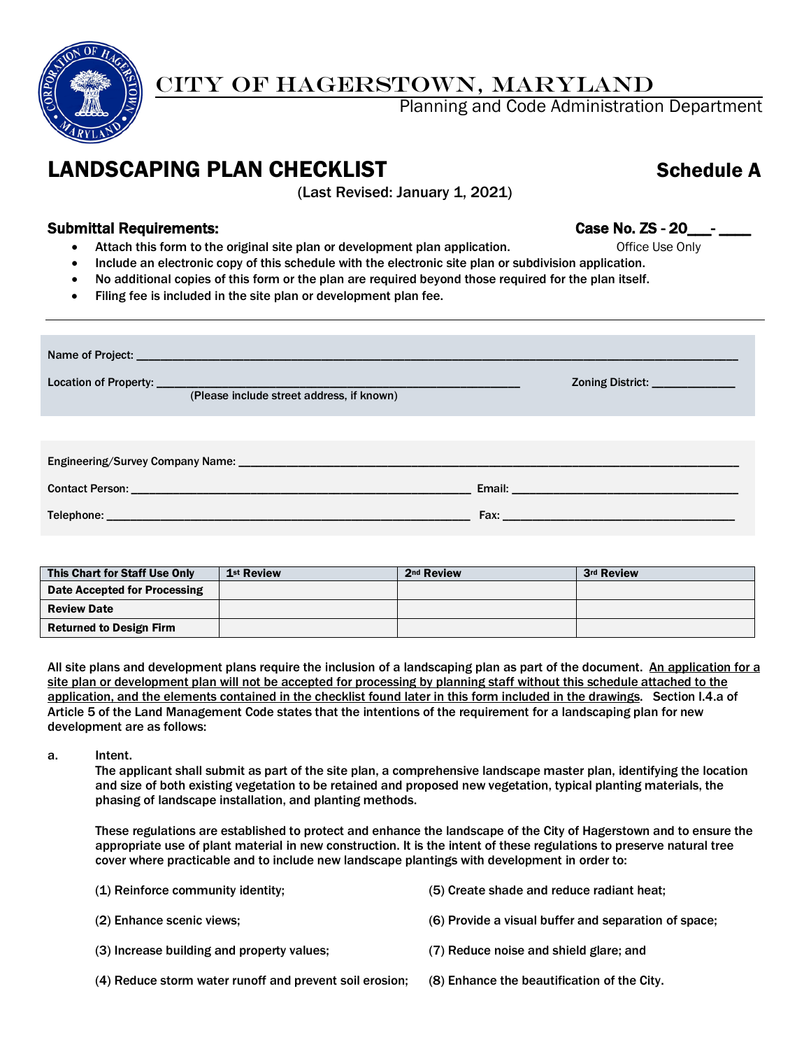# CITY OF HAGERSTOWN, MARYLAND

Planning and Code Administration Department

# LANDSCAPING PLAN CHECKLIST

## Schedule A

(Last Revised: January 1, 2021)

**Submittal Requirements:**

**Case No. ZS - 20___- ____**
Office Use Only

- Attach this form to the original site plan or development plan application.
- Include an electronic copy of this schedule with the electronic site plan or subdivision application.
- No additional copies of this form or the plan are required beyond those required for the plan itself.
- Filing fee is included in the site plan or development plan fee.

---

Name of Project: ______________________________________________________________________

Location of Property: ____________________________________________ Zoning District: ____________
(Please include street address, if known)

Engineering/Survey Company Name: ________________________________________________________

Contact Person: ______________________________________ Email: ___________________________

Telephone: __________________________________________ Fax: _____________________________

| This Chart for Staff Use Only | 1st Review | 2nd Review | 3rd Review |
|---|---|---|---|
| Date Accepted for Processing | | | |
| Review Date | | | |
| Returned to Design Firm | | | |

All site plans and development plans require the inclusion of a landscaping plan as part of the document. An application for a site plan or development plan will not be accepted for processing by planning staff without this schedule attached to the application, and the elements contained in the checklist found later in this form included in the drawings. Section I.4.a of Article 5 of the Land Management Code states that the intentions of the requirement for a landscaping plan for new development are as follows:

a. Intent.

The applicant shall submit as part of the site plan, a comprehensive landscape master plan, identifying the location and size of both existing vegetation to be retained and proposed new vegetation, typical planting materials, the phasing of landscape installation, and planting methods.

These regulations are established to protect and enhance the landscape of the City of Hagerstown and to ensure the appropriate use of plant material in new construction. It is the intent of these regulations to preserve natural tree cover where practicable and to include new landscape plantings with development in order to:

(1) Reinforce community identity;

(2) Enhance scenic views;

(3) Increase building and property values;

(4) Reduce storm water runoff and prevent soil erosion;

(5) Create shade and reduce radiant heat;

(6) Provide a visual buffer and separation of space;

(7) Reduce noise and shield glare; and

(8) Enhance the beautification of the City.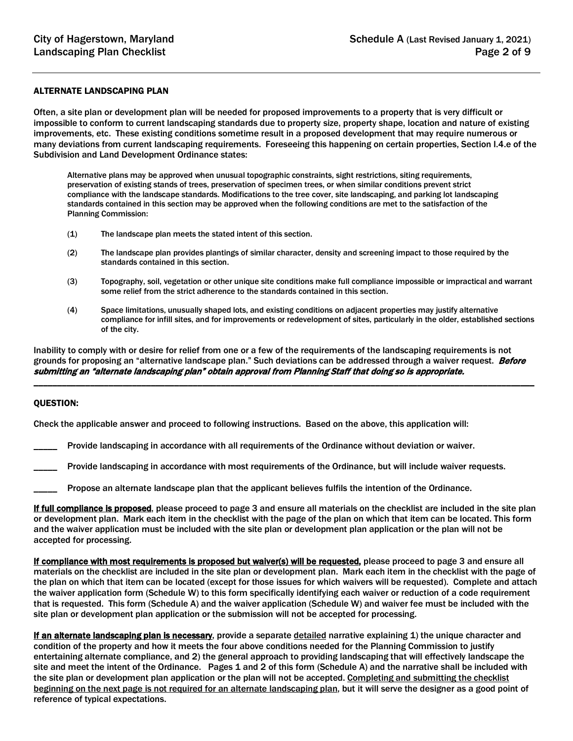## ALTERNATE LANDSCAPING PLAN

Often, a site plan or development plan will be needed for proposed improvements to a property that is very difficult or impossible to conform to current landscaping standards due to property size, property shape, location and nature of existing improvements, etc. These existing conditions sometime result in a proposed development that may require numerous or many deviations from current landscaping requirements. Foreseeing this happening on certain properties, Section I.4.e of the Subdivision and Land Development Ordinance states:

> Alternative plans may be approved when unusual topographic constraints, sight restrictions, siting requirements, preservation of existing stands of trees, preservation of specimen trees, or when similar conditions prevent strict compliance with the landscape standards. Modifications to the tree cover, site landscaping, and parking lot landscaping standards contained in this section may be approved when the following conditions are met to the satisfaction of the Planning Commission:
>
> (1) The landscape plan meets the stated intent of this section.
>
> (2) The landscape plan provides plantings of similar character, density and screening impact to those required by the standards contained in this section.
>
> (3) Topography, soil, vegetation or other unique site conditions make full compliance impossible or impractical and warrant some relief from the strict adherence to the standards contained in this section.
>
> (4) Space limitations, unusually shaped lots, and existing conditions on adjacent properties may justify alternative compliance for infill sites, and for improvements or redevelopment of sites, particularly in the older, established sections of the city.

Inability to comply with or desire for relief from one or a few of the requirements of the landscaping requirements is not grounds for proposing an "alternative landscape plan." Such deviations can be addressed through a waiver request. ***Before submitting an "alternate landscaping plan" obtain approval from Planning Staff that doing so is appropriate.***

---

## QUESTION:

Check the applicable answer and proceed to following instructions. Based on the above, this application will:

_____ Provide landscaping in accordance with all requirements of the Ordinance without deviation or waiver.

_____ Provide landscaping in accordance with most requirements of the Ordinance, but will include waiver requests.

_____ Propose an alternate landscape plan that the applicant believes fulfils the intention of the Ordinance.

**If full compliance is proposed**, please proceed to page 3 and ensure all materials on the checklist are included in the site plan or development plan. Mark each item in the checklist with the page of the plan on which that item can be located. This form and the waiver application must be included with the site plan or development plan application or the plan will not be accepted for processing.

**If compliance with most requirements is proposed but waiver(s) will be requested,** please proceed to page 3 and ensure all materials on the checklist are included in the site plan or development plan. Mark each item in the checklist with the page of the plan on which that item can be located (except for those issues for which waivers will be requested). Complete and attach the waiver application form (Schedule W) to this form specifically identifying each waiver or reduction of a code requirement that is requested. This form (Schedule A) and the waiver application (Schedule W) and waiver fee must be included with the site plan or development plan application or the submission will not be accepted for processing.

**If an alternate landscaping plan is necessary**, provide a separate detailed narrative explaining 1) the unique character and condition of the property and how it meets the four above conditions needed for the Planning Commission to justify entertaining alternate compliance, and 2) the general approach to providing landscaping that will effectively landscape the site and meet the intent of the Ordinance. Pages 1 and 2 of this form (Schedule A) and the narrative shall be included with the site plan or development plan application or the plan will not be accepted. Completing and submitting the checklist beginning on the next page is not required for an alternate landscaping plan, but it will serve the designer as a good point of reference of typical expectations.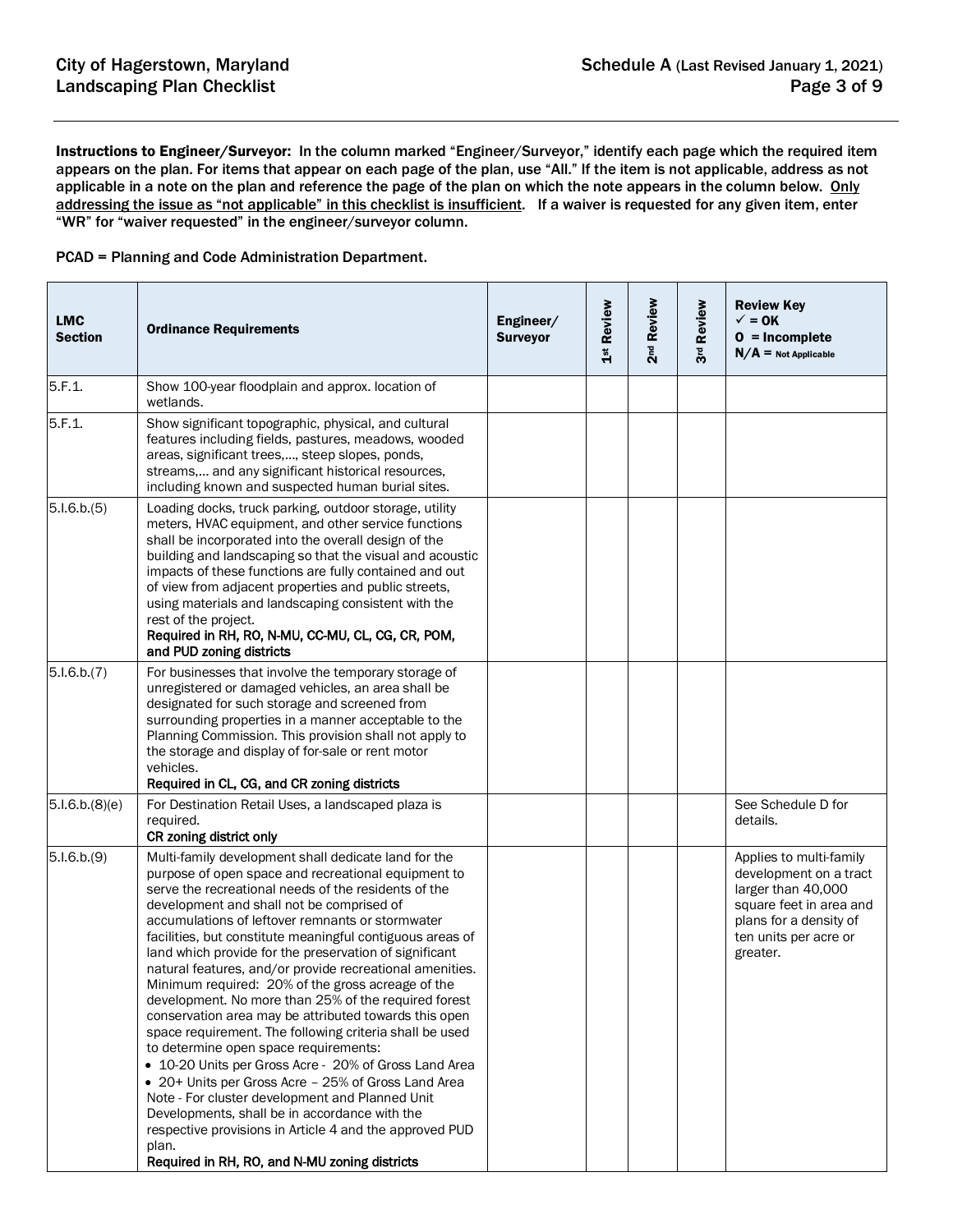**Instructions to Engineer/Surveyor:** In the column marked "Engineer/Surveyor," identify each page which the required item appears on the plan. For items that appear on each page of the plan, use "All." If the item is not applicable, address as not applicable in a note on the plan and reference the page of the plan on which the note appears in the column below. Only addressing the issue as "not applicable" in this checklist is insufficient. If a waiver is requested for any given item, enter "WR" for "waiver requested" in the engineer/surveyor column.

PCAD = Planning and Code Administration Department.

| LMC Section | Ordinance Requirements | Engineer/ Surveyor | 1st Review | 2nd Review | 3rd Review | Review Key ✓ = OK O = Incomplete N/A = Not Applicable |
|---|---|---|---|---|---|---|
| 5.F.1. | Show 100-year floodplain and approx. location of wetlands. | | | | | |
| 5.F.1. | Show significant topographic, physical, and cultural features including fields, pastures, meadows, wooded areas, significant trees,…, steep slopes, ponds, streams,… and any significant historical resources, including known and suspected human burial sites. | | | | | |
| 5.I.6.b.(5) | Loading docks, truck parking, outdoor storage, utility meters, HVAC equipment, and other service functions shall be incorporated into the overall design of the building and landscaping so that the visual and acoustic impacts of these functions are fully contained and out of view from adjacent properties and public streets, using materials and landscaping consistent with the rest of the project. **Required in RH, RO, N-MU, CC-MU, CL, CG, CR, POM, and PUD zoning districts** | | | | | |
| 5.I.6.b.(7) | For businesses that involve the temporary storage of unregistered or damaged vehicles, an area shall be designated for such storage and screened from surrounding properties in a manner acceptable to the Planning Commission. This provision shall not apply to the storage and display of for-sale or rent motor vehicles. **Required in CL, CG, and CR zoning districts** | | | | | |
| 5.I.6.b.(8)(e) | For Destination Retail Uses, a landscaped plaza is required. **CR zoning district only** | | | | | See Schedule D for details. |
| 5.I.6.b.(9) | Multi-family development shall dedicate land for the purpose of open space and recreational equipment to serve the recreational needs of the residents of the development and shall not be comprised of accumulations of leftover remnants or stormwater facilities, but constitute meaningful contiguous areas of land which provide for the preservation of significant natural features, and/or provide recreational amenities. Minimum required: 20% of the gross acreage of the development. No more than 25% of the required forest conservation area may be attributed towards this open space requirement. The following criteria shall be used to determine open space requirements: • 10-20 Units per Gross Acre - 20% of Gross Land Area • 20+ Units per Gross Acre – 25% of Gross Land Area Note - For cluster development and Planned Unit Developments, shall be in accordance with the respective provisions in Article 4 and the approved PUD plan. **Required in RH, RO, and N-MU zoning districts** | | | | | Applies to multi-family development on a tract larger than 40,000 square feet in area and plans for a density of ten units per acre or greater. |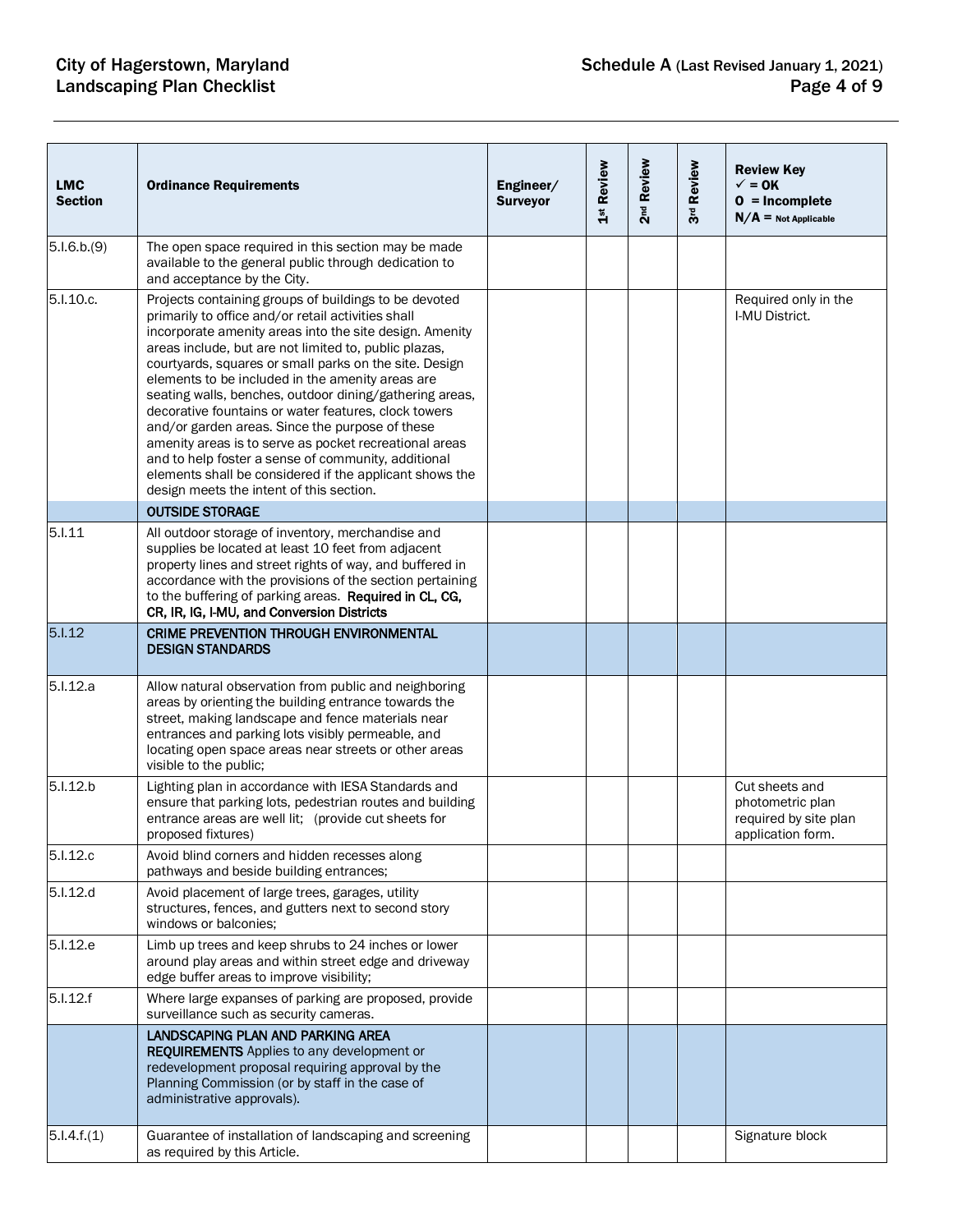| LMC Section | Ordinance Requirements | Engineer/ Surveyor | 1st Review | 2nd Review | 3rd Review | Review Key ✓ = OK O = Incomplete N/A = Not Applicable |
|---|---|---|---|---|---|---|
| 5.I.6.b.(9) | The open space required in this section may be made available to the general public through dedication to and acceptance by the City. | | | | | |
| 5.I.10.c. | Projects containing groups of buildings to be devoted primarily to office and/or retail activities shall incorporate amenity areas into the site design. Amenity areas include, but are not limited to, public plazas, courtyards, squares or small parks on the site. Design elements to be included in the amenity areas are seating walls, benches, outdoor dining/gathering areas, decorative fountains or water features, clock towers and/or garden areas. Since the purpose of these amenity areas is to serve as pocket recreational areas and to help foster a sense of community, additional elements shall be considered if the applicant shows the design meets the intent of this section. | | | | | Required only in the I-MU District. |
| | **OUTSIDE STORAGE** | | | | | |
| 5.I.11 | All outdoor storage of inventory, merchandise and supplies be located at least 10 feet from adjacent property lines and street rights of way, and buffered in accordance with the provisions of the section pertaining to the buffering of parking areas. **Required in CL, CG, CR, IR, IG, I-MU, and Conversion Districts** | | | | | |
| 5.I.12 | **CRIME PREVENTION THROUGH ENVIRONMENTAL DESIGN STANDARDS** | | | | | |
| 5.I.12.a | Allow natural observation from public and neighboring areas by orienting the building entrance towards the street, making landscape and fence materials near entrances and parking lots visibly permeable, and locating open space areas near streets or other areas visible to the public; | | | | | |
| 5.I.12.b | Lighting plan in accordance with IESA Standards and ensure that parking lots, pedestrian routes and building entrance areas are well lit; (provide cut sheets for proposed fixtures) | | | | | Cut sheets and photometric plan required by site plan application form. |
| 5.I.12.c | Avoid blind corners and hidden recesses along pathways and beside building entrances; | | | | | |
| 5.I.12.d | Avoid placement of large trees, garages, utility structures, fences, and gutters next to second story windows or balconies; | | | | | |
| 5.I.12.e | Limb up trees and keep shrubs to 24 inches or lower around play areas and within street edge and driveway edge buffer areas to improve visibility; | | | | | |
| 5.I.12.f | Where large expanses of parking are proposed, provide surveillance such as security cameras. | | | | | |
| | **LANDSCAPING PLAN AND PARKING AREA REQUIREMENTS** Applies to any development or redevelopment proposal requiring approval by the Planning Commission (or by staff in the case of administrative approvals). | | | | | |
| 5.I.4.f.(1) | Guarantee of installation of landscaping and screening as required by this Article. | | | | | Signature block |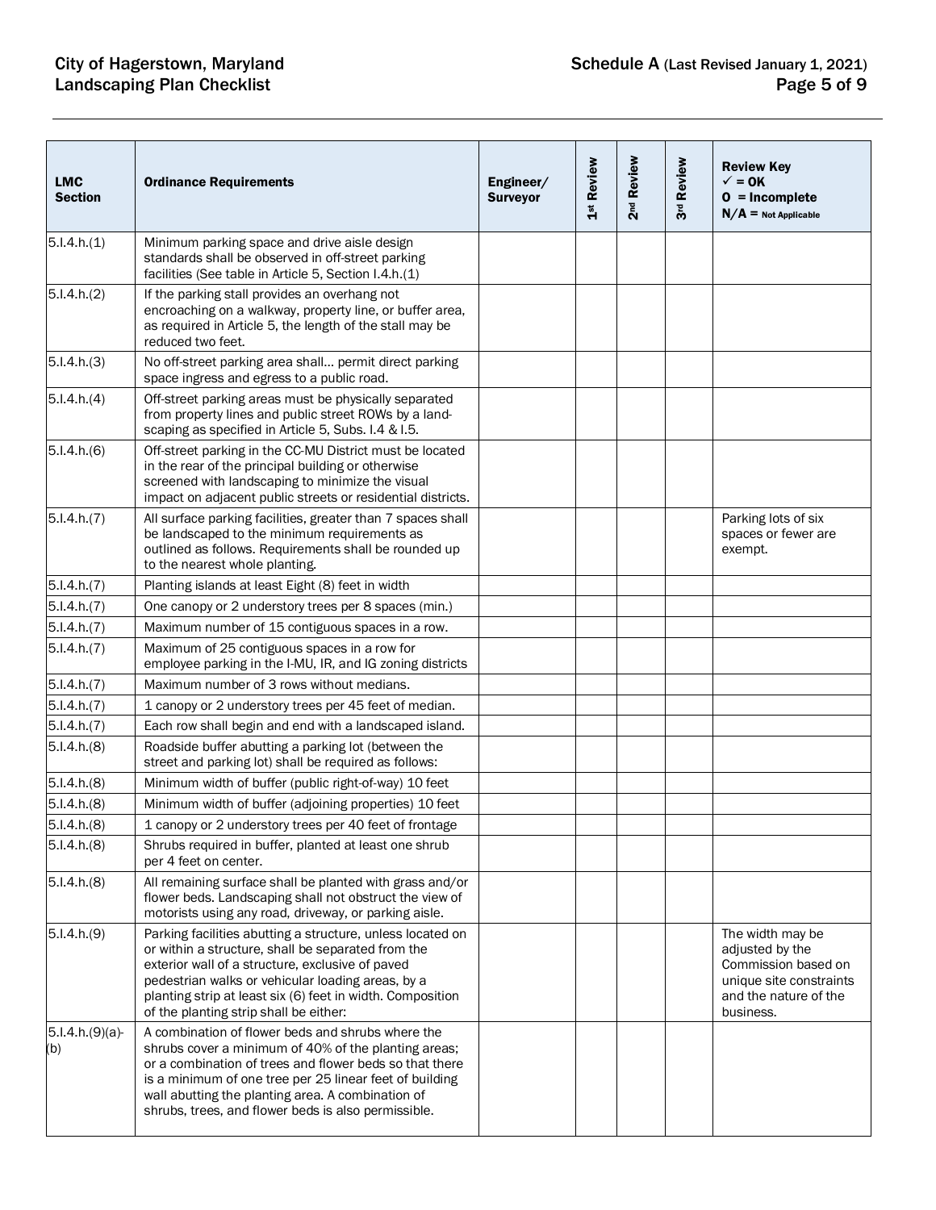| LMC Section | Ordinance Requirements | Engineer/ Surveyor | 1st Review | 2nd Review | 3rd Review | Review Key ✓ = OK O = Incomplete N/A = Not Applicable |
|---|---|---|---|---|---|---|
| 5.I.4.h.(1) | Minimum parking space and drive aisle design standards shall be observed in off-street parking facilities (See table in Article 5, Section I.4.h.(1) | | | | | |
| 5.I.4.h.(2) | If the parking stall provides an overhang not encroaching on a walkway, property line, or buffer area, as required in Article 5, the length of the stall may be reduced two feet. | | | | | |
| 5.I.4.h.(3) | No off-street parking area shall… permit direct parking space ingress and egress to a public road. | | | | | |
| 5.I.4.h.(4) | Off-street parking areas must be physically separated from property lines and public street ROWs by a landscaping as specified in Article 5, Subs. I.4 & I.5. | | | | | |
| 5.I.4.h.(6) | Off-street parking in the CC-MU District must be located in the rear of the principal building or otherwise screened with landscaping to minimize the visual impact on adjacent public streets or residential districts. | | | | | |
| 5.I.4.h.(7) | All surface parking facilities, greater than 7 spaces shall be landscaped to the minimum requirements as outlined as follows. Requirements shall be rounded up to the nearest whole planting. | | | | | Parking lots of six spaces or fewer are exempt. |
| 5.I.4.h.(7) | Planting islands at least Eight (8) feet in width | | | | | |
| 5.I.4.h.(7) | One canopy or 2 understory trees per 8 spaces (min.) | | | | | |
| 5.I.4.h.(7) | Maximum number of 15 contiguous spaces in a row. | | | | | |
| 5.I.4.h.(7) | Maximum of 25 contiguous spaces in a row for employee parking in the I-MU, IR, and IG zoning districts | | | | | |
| 5.I.4.h.(7) | Maximum number of 3 rows without medians. | | | | | |
| 5.I.4.h.(7) | 1 canopy or 2 understory trees per 45 feet of median. | | | | | |
| 5.I.4.h.(7) | Each row shall begin and end with a landscaped island. | | | | | |
| 5.I.4.h.(8) | Roadside buffer abutting a parking lot (between the street and parking lot) shall be required as follows: | | | | | |
| 5.I.4.h.(8) | Minimum width of buffer (public right-of-way) 10 feet | | | | | |
| 5.I.4.h.(8) | Minimum width of buffer (adjoining properties) 10 feet | | | | | |
| 5.I.4.h.(8) | 1 canopy or 2 understory trees per 40 feet of frontage | | | | | |
| 5.I.4.h.(8) | Shrubs required in buffer, planted at least one shrub per 4 feet on center. | | | | | |
| 5.I.4.h.(8) | All remaining surface shall be planted with grass and/or flower beds. Landscaping shall not obstruct the view of motorists using any road, driveway, or parking aisle. | | | | | |
| 5.I.4.h.(9) | Parking facilities abutting a structure, unless located on or within a structure, shall be separated from the exterior wall of a structure, exclusive of paved pedestrian walks or vehicular loading areas, by a planting strip at least six (6) feet in width. Composition of the planting strip shall be either: | | | | | The width may be adjusted by the Commission based on unique site constraints and the nature of the business. |
| 5.I.4.h.(9)(a)-(b) | A combination of flower beds and shrubs where the shrubs cover a minimum of 40% of the planting areas; or a combination of trees and flower beds so that there is a minimum of one tree per 25 linear feet of building wall abutting the planting area. A combination of shrubs, trees, and flower beds is also permissible. | | | | | |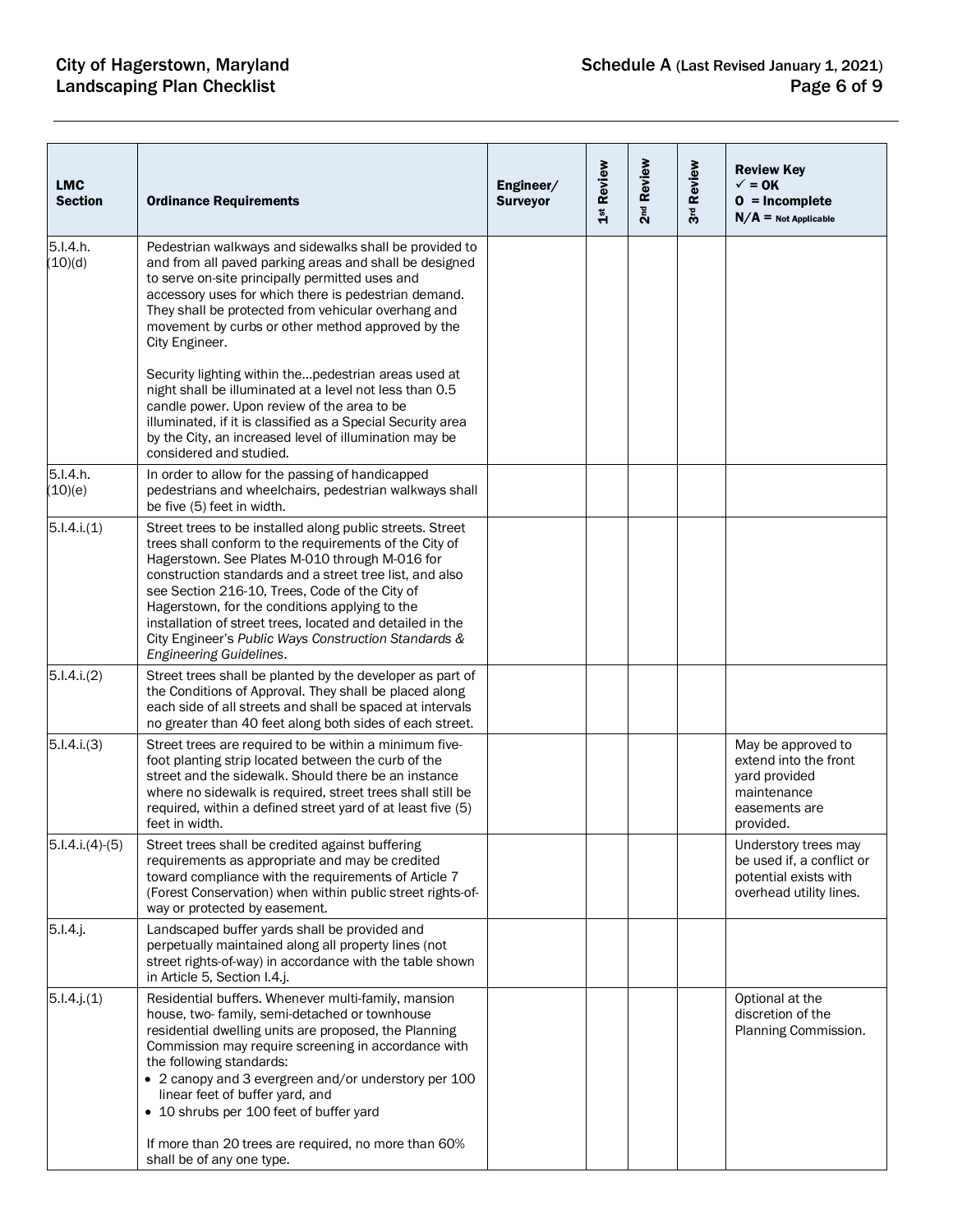| LMC Section | Ordinance Requirements | Engineer/ Surveyor | 1st Review | 2nd Review | 3rd Review | Review Key ✓ = OK O = Incomplete N/A = Not Applicable |
|---|---|---|---|---|---|---|
| 5.I.4.h.(10)(d) | Pedestrian walkways and sidewalks shall be provided to and from all paved parking areas and shall be designed to serve on-site principally permitted uses and accessory uses for which there is pedestrian demand. They shall be protected from vehicular overhang and movement by curbs or other method approved by the City Engineer.<br><br>Security lighting within the…pedestrian areas used at night shall be illuminated at a level not less than 0.5 candle power. Upon review of the area to be illuminated, if it is classified as a Special Security area by the City, an increased level of illumination may be considered and studied. | | | | | |
| 5.I.4.h.(10)(e) | In order to allow for the passing of handicapped pedestrians and wheelchairs, pedestrian walkways shall be five (5) feet in width. | | | | | |
| 5.I.4.i.(1) | Street trees to be installed along public streets. Street trees shall conform to the requirements of the City of Hagerstown. See Plates M-010 through M-016 for construction standards and a street tree list, and also see Section 216-10, Trees, Code of the City of Hagerstown, for the conditions applying to the installation of street trees, located and detailed in the City Engineer's *Public Ways Construction Standards & Engineering Guidelines*. | | | | | |
| 5.I.4.i.(2) | Street trees shall be planted by the developer as part of the Conditions of Approval. They shall be placed along each side of all streets and shall be spaced at intervals no greater than 40 feet along both sides of each street. | | | | | |
| 5.I.4.i.(3) | Street trees are required to be within a minimum five-foot planting strip located between the curb of the street and the sidewalk. Should there be an instance where no sidewalk is required, street trees shall still be required, within a defined street yard of at least five (5) feet in width. | | | | | May be approved to extend into the front yard provided maintenance easements are provided. |
| 5.I.4.i.(4)-(5) | Street trees shall be credited against buffering requirements as appropriate and may be credited toward compliance with the requirements of Article 7 (Forest Conservation) when within public street rights-of-way or protected by easement. | | | | | Understory trees may be used if, a conflict or potential exists with overhead utility lines. |
| 5.I.4.j. | Landscaped buffer yards shall be provided and perpetually maintained along all property lines (not street rights-of-way) in accordance with the table shown in Article 5, Section I.4.j. | | | | | |
| 5.I.4.j.(1) | Residential buffers. Whenever multi-family, mansion house, two- family, semi-detached or townhouse residential dwelling units are proposed, the Planning Commission may require screening in accordance with the following standards:<br>• 2 canopy and 3 evergreen and/or understory per 100 linear feet of buffer yard, and<br>• 10 shrubs per 100 feet of buffer yard<br><br>If more than 20 trees are required, no more than 60% shall be of any one type. | | | | | Optional at the discretion of the Planning Commission. |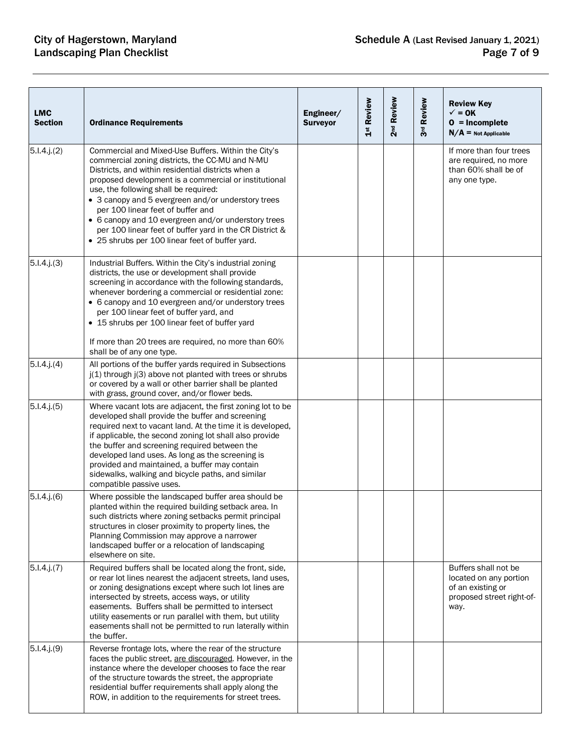| LMC Section | Ordinance Requirements | Engineer/ Surveyor | 1st Review | 2nd Review | 3rd Review | Review Key<br>✓ = OK<br>O = Incomplete<br>N/A = Not Applicable |
|---|---|---|---|---|---|---|
| 5.I.4.j.(2) | Commercial and Mixed-Use Buffers. Within the City's commercial zoning districts, the CC-MU and N-MU Districts, and within residential districts when a proposed development is a commercial or institutional use, the following shall be required:<br>• 3 canopy and 5 evergreen and/or understory trees per 100 linear feet of buffer and<br>• 6 canopy and 10 evergreen and/or understory trees per 100 linear feet of buffer yard in the CR District &<br>• 25 shrubs per 100 linear feet of buffer yard. | | | | | If more than four trees are required, no more than 60% shall be of any one type. |
| 5.I.4.j.(3) | Industrial Buffers. Within the City's industrial zoning districts, the use or development shall provide screening in accordance with the following standards, whenever bordering a commercial or residential zone:<br>• 6 canopy and 10 evergreen and/or understory trees per 100 linear feet of buffer yard, and<br>• 15 shrubs per 100 linear feet of buffer yard<br><br>If more than 20 trees are required, no more than 60% shall be of any one type. | | | | | |
| 5.I.4.j.(4) | All portions of the buffer yards required in Subsections j(1) through j(3) above not planted with trees or shrubs or covered by a wall or other barrier shall be planted with grass, ground cover, and/or flower beds. | | | | | |
| 5.I.4.j.(5) | Where vacant lots are adjacent, the first zoning lot to be developed shall provide the buffer and screening required next to vacant land. At the time it is developed, if applicable, the second zoning lot shall also provide the buffer and screening required between the developed land uses. As long as the screening is provided and maintained, a buffer may contain sidewalks, walking and bicycle paths, and similar compatible passive uses. | | | | | |
| 5.I.4.j.(6) | Where possible the landscaped buffer area should be planted within the required building setback area. In such districts where zoning setbacks permit principal structures in closer proximity to property lines, the Planning Commission may approve a narrower landscaped buffer or a relocation of landscaping elsewhere on site. | | | | | |
| 5.I.4.j.(7) | Required buffers shall be located along the front, side, or rear lot lines nearest the adjacent streets, land uses, or zoning designations except where such lot lines are intersected by streets, access ways, or utility easements. Buffers shall be permitted to intersect utility easements or run parallel with them, but utility easements shall not be permitted to run laterally within the buffer. | | | | | Buffers shall not be located on any portion of an existing or proposed street right-of-way. |
| 5.I.4.j.(9) | Reverse frontage lots, where the rear of the structure faces the public street, <u>are discouraged</u>. However, in the instance where the developer chooses to face the rear of the structure towards the street, the appropriate residential buffer requirements shall apply along the ROW, in addition to the requirements for street trees. | | | | | |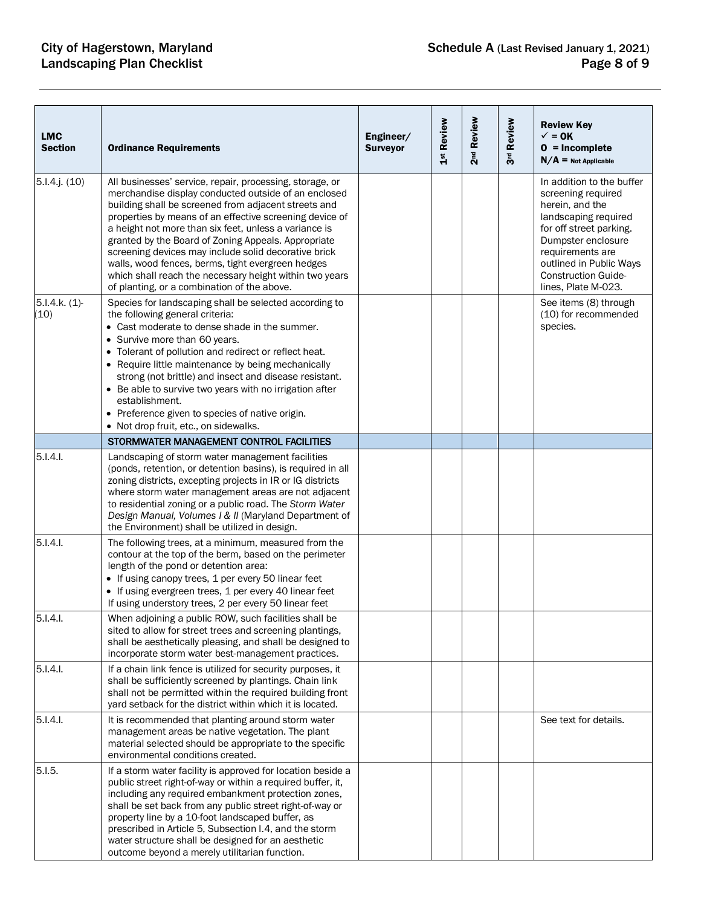| LMC Section | Ordinance Requirements | Engineer/ Surveyor | 1st Review | 2nd Review | 3rd Review | Review Key ✓ = OK O = Incomplete N/A = Not Applicable |
|---|---|---|---|---|---|---|
| 5.I.4.j. (10) | All businesses' service, repair, processing, storage, or merchandise display conducted outside of an enclosed building shall be screened from adjacent streets and properties by means of an effective screening device of a height not more than six feet, unless a variance is granted by the Board of Zoning Appeals. Appropriate screening devices may include solid decorative brick walls, wood fences, berms, tight evergreen hedges which shall reach the necessary height within two years of planting, or a combination of the above. | | | | | In addition to the buffer screening required herein, and the landscaping required for off street parking. Dumpster enclosure requirements are outlined in Public Ways Construction Guidelines, Plate M-023. |
| 5.I.4.k. (1)-(10) | Species for landscaping shall be selected according to the following general criteria:<br>• Cast moderate to dense shade in the summer.<br>• Survive more than 60 years.<br>• Tolerant of pollution and redirect or reflect heat.<br>• Require little maintenance by being mechanically strong (not brittle) and insect and disease resistant.<br>• Be able to survive two years with no irrigation after establishment.<br>• Preference given to species of native origin.<br>• Not drop fruit, etc., on sidewalks. | | | | | See items (8) through (10) for recommended species. |
| | STORMWATER MANAGEMENT CONTROL FACILITIES | | | | | |
| 5.I.4.l. | Landscaping of storm water management facilities (ponds, retention, or detention basins), is required in all zoning districts, excepting projects in IR or IG districts where storm water management areas are not adjacent to residential zoning or a public road. The *Storm Water Design Manual, Volumes I & II* (Maryland Department of the Environment) shall be utilized in design. | | | | | |
| 5.I.4.l. | The following trees, at a minimum, measured from the contour at the top of the berm, based on the perimeter length of the pond or detention area:<br>• If using canopy trees, 1 per every 50 linear feet<br>• If using evergreen trees, 1 per every 40 linear feet<br>If using understory trees, 2 per every 50 linear feet | | | | | |
| 5.I.4.l. | When adjoining a public ROW, such facilities shall be sited to allow for street trees and screening plantings, shall be aesthetically pleasing, and shall be designed to incorporate storm water best-management practices. | | | | | |
| 5.I.4.l. | If a chain link fence is utilized for security purposes, it shall be sufficiently screened by plantings. Chain link shall not be permitted within the required building front yard setback for the district within which it is located. | | | | | |
| 5.I.4.l. | It is recommended that planting around storm water management areas be native vegetation. The plant material selected should be appropriate to the specific environmental conditions created. | | | | | See text for details. |
| 5.I.5. | If a storm water facility is approved for location beside a public street right-of-way or within a required buffer, it, including any required embankment protection zones, shall be set back from any public street right-of-way or property line by a 10-foot landscaped buffer, as prescribed in Article 5, Subsection I.4, and the storm water structure shall be designed for an aesthetic outcome beyond a merely utilitarian function. | | | | | |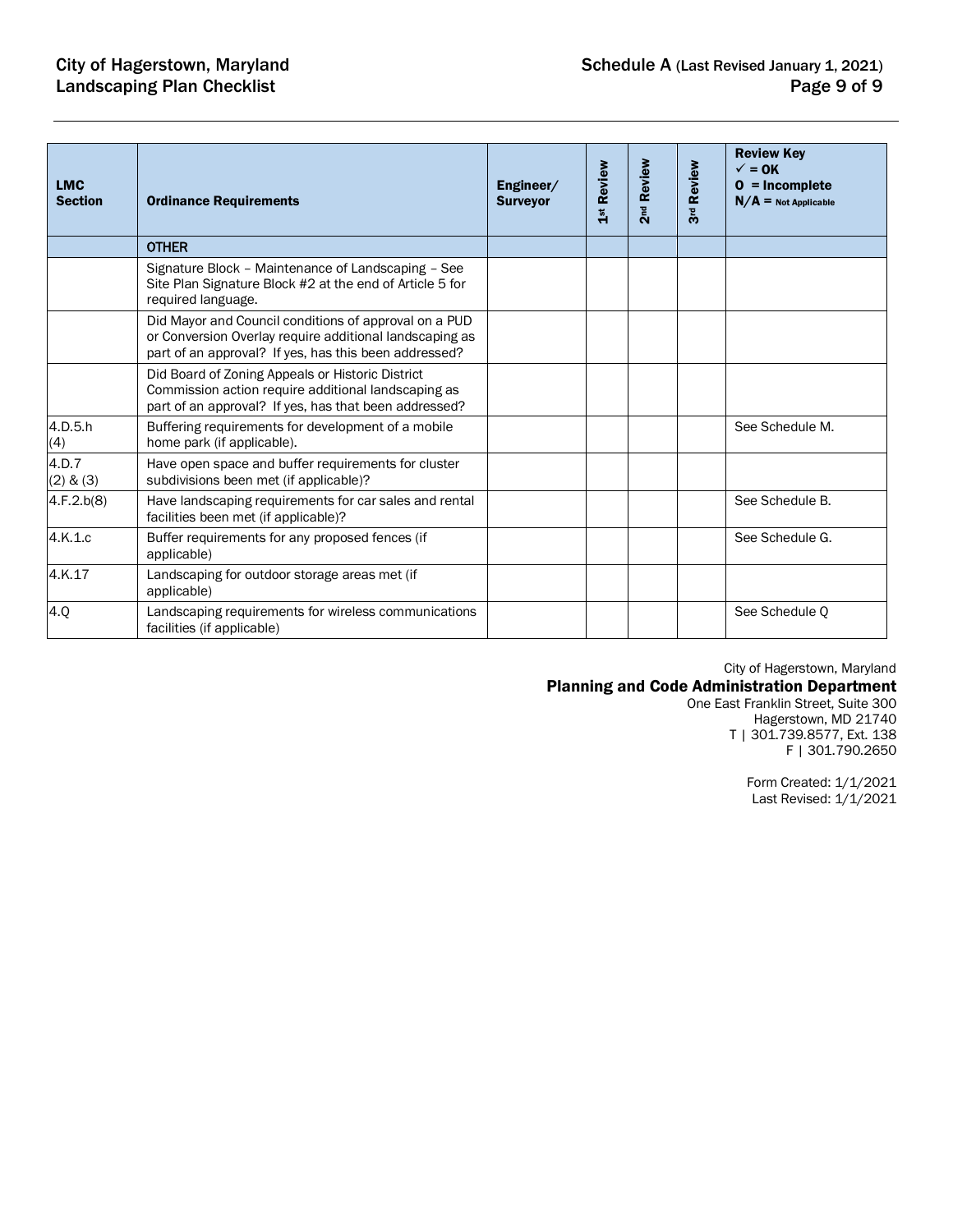| LMC Section | Ordinance Requirements | Engineer/ Surveyor | 1st Review | 2nd Review | 3rd Review | Review Key ✓ = OK O = Incomplete N/A = Not Applicable |
|---|---|---|---|---|---|---|
| | **OTHER** | | | | | |
| | Signature Block – Maintenance of Landscaping – See Site Plan Signature Block #2 at the end of Article 5 for required language. | | | | | |
| | Did Mayor and Council conditions of approval on a PUD or Conversion Overlay require additional landscaping as part of an approval? If yes, has this been addressed? | | | | | |
| | Did Board of Zoning Appeals or Historic District Commission action require additional landscaping as part of an approval? If yes, has that been addressed? | | | | | |
| 4.D.5.h (4) | Buffering requirements for development of a mobile home park (if applicable). | | | | | See Schedule M. |
| 4.D.7 (2) & (3) | Have open space and buffer requirements for cluster subdivisions been met (if applicable)? | | | | | |
| 4.F.2.b(8) | Have landscaping requirements for car sales and rental facilities been met (if applicable)? | | | | | See Schedule B. |
| 4.K.1.c | Buffer requirements for any proposed fences (if applicable) | | | | | See Schedule G. |
| 4.K.17 | Landscaping for outdoor storage areas met (if applicable) | | | | | |
| 4.Q | Landscaping requirements for wireless communications facilities (if applicable) | | | | | See Schedule Q |

City of Hagerstown, Maryland

**Planning and Code Administration Department**

One East Franklin Street, Suite 300
Hagerstown, MD 21740
T | 301.739.8577, Ext. 138
F | 301.790.2650

Form Created: 1/1/2021
Last Revised: 1/1/2021